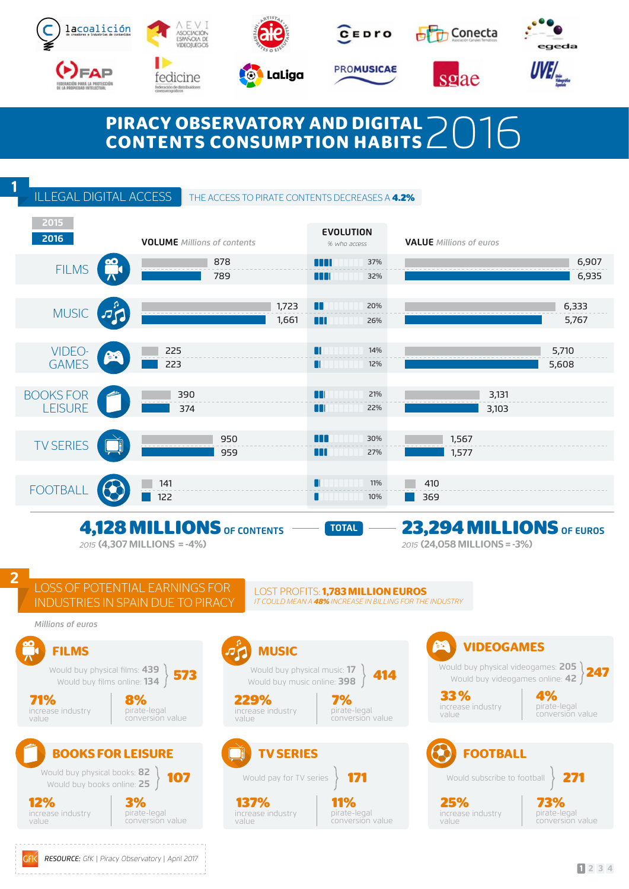# PIRACY OBSERVATORY AND DIGITAL CONTENTS CONSUMPTION HABITS 2016

## 1 ILLEGAL DIGITAL ACCESS

THE ACCESS TO PIRATE CONTENTS DECREASES A **4.2%**

| | Year | VOLUME *Millions of contents* | EVOLUTION *% who access* | VALUE *Millions of euros* |
|---|---|---|---|---|
| FILMS | 2015 | 878 | 37% | 6,907 |
| | 2016 | 789 | 32% | 6,935 |
| MUSIC | 2015 | 1,723 | 20% | 6,333 |
| | 2016 | 1,661 | 26% | 5,767 |
| VIDEO-GAMES | 2015 | 225 | 14% | 5,710 |
| | 2016 | 223 | 12% | 5,608 |
| BOOKS FOR LEISURE | 2015 | 390 | 21% | 3,131 |
| | 2016 | 374 | 22% | 3,103 |
| TV SERIES | 2015 | 950 | 30% | 1,567 |
| | 2016 | 959 | 27% | 1,577 |
| FOOTBALL | 2015 | 141 | 11% | 410 |
| | 2016 | 122 | 10% | 369 |

**TOTAL**

**4,128 MILLIONS** OF CONTENTS — *2015* (4,307 MILLIONS = -4%)

**23,294 MILLIONS** OF EUROS — *2015* (24,058 MILLIONS = -3%)

## 2 LOSS OF POTENTIAL EARNINGS FOR INDUSTRIES IN SPAIN DUE TO PIRACY

LOST PROFITS: **1,783 MILLION EUROS**

*IT COULD MEAN A **48%** INCREASE IN BILLING FOR THE INDUSTRY*

*Millions of euros*

### FILMS
Would buy physical films: **439**
Would buy films online: **134**
**573**

**71%** increase industry value
**8%** pirate-legal conversion value

### MUSIC
Would buy physical music: **17**
Would buy music online: **398**
**414**

**229%** increase industry value
**7%** pirate-legal conversion value

### VIDEOGAMES
Would buy physical videogames: **205**
Would buy videogames online: **42**
**247**

**33%** increase industry value
**4%** pirate-legal conversion value

### BOOKS FOR LEISURE
Would buy physical books: **82**
Would buy books online: **25**
**107**

**12%** increase industry value
**3%** pirate-legal conversion value

### TV SERIES
Would pay for TV series **171**

**137%** increase industry value
**11%** pirate-legal conversion value

### FOOTBALL
Would subscribe to football **271**

**25%** increase industry value
**73%** pirate-legal conversion value

*RESOURCE: GfK | Piracy Observatory | April 2017*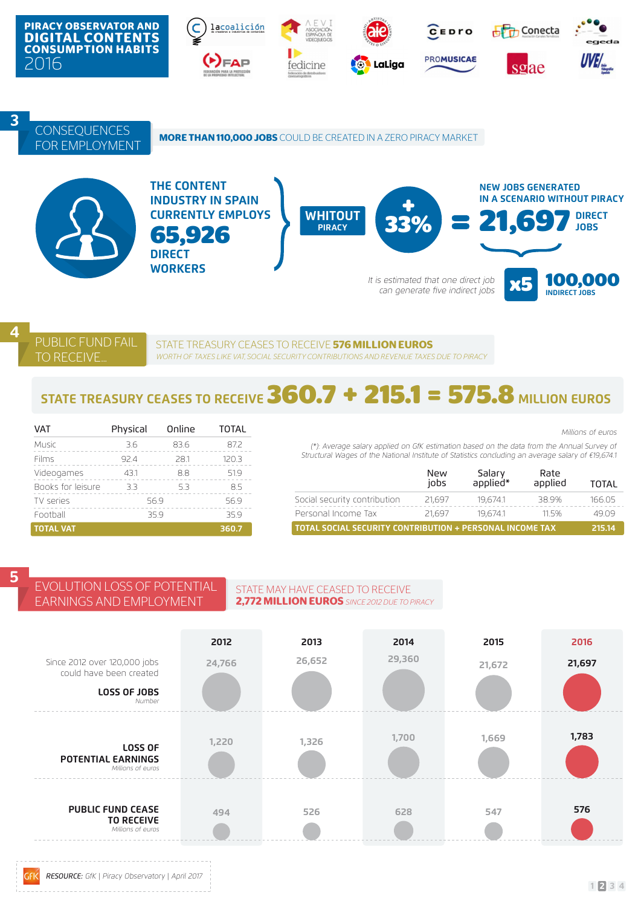**PIRACY OBSERVATOR AND DIGITAL CONTENTS CONSUMPTION HABITS 2016**

## 3 CONSEQUENCES FOR EMPLOYMENT

**MORE THAN 110,000 JOBS** COULD BE CREATED IN A ZERO PIRACY MARKET

THE CONTENT INDUSTRY IN SPAIN CURRENTLY EMPLOYS **65,926** DIRECT WORKERS

WHITOUT PIRACY **+33%** = **21,697** DIRECT JOBS

NEW JOBS GENERATED IN A SCENARIO WITHOUT PIRACY

*It is estimated that one direct job can generate five indirect jobs*

**x5** **100,000** INDIRECT JOBS

## 4 PUBLIC FUND FAIL TO RECEIVE...

STATE TREASURY CEASES TO RECEIVE **576 MILLION EUROS**

*WORTH OF TAXES LIKE VAT, SOCIAL SECURITY CONTRIBUTIONS AND REVENUE TAXES DUE TO PIRACY*

STATE TREASURY CEASES TO RECEIVE **360.7 + 215.1 = 575.8** MILLION EUROS

| VAT | Physical | Online | TOTAL |
|---|---|---|---|
| Music | 3.6 | 83.6 | 87.2 |
| Films | 92.4 | 28.1 | 120.3 |
| Videogames | 43.1 | 8.8 | 51.9 |
| Books for leisure | 3.3 | 5.3 | 8.5 |
| TV series | 56.9 | | 56.9 |
| Football | 35.9 | | 35.9 |
| **TOTAL VAT** | | | **360.7** |

*Millions of euros*

*(\*): Average salary applied on GfK estimation based on the data from the Annual Survey of Structural Wages of the National Institute of Statistics concluding an average salary of €19,674.1*

| | New jobs | Salary applied* | Rate applied | TOTAL |
|---|---|---|---|---|
| Social security contribution | 21,697 | 19,674.1 | 38.9% | 166.05 |
| Personal Income Tax | 21,697 | 19,674.1 | 11.5% | 49.09 |
| **TOTAL SOCIAL SECURITY CONTRIBUTION + PERSONAL INCOME TAX** | | | | **215.14** |

## 5 EVOLUTION LOSS OF POTENTIAL EARNINGS AND EMPLOYMENT

STATE MAY HAVE CEASED TO RECEIVE **2,772 MILLION EUROS** *SINCE 2012 DUE TO PIRACY*

Since 2012 over 120,000 jobs could have been created

| | 2012 | 2013 | 2014 | 2015 | 2016 |
|---|---|---|---|---|---|
| **LOSS OF JOBS** *Number* | 24,766 | 26,652 | 29,360 | 21,672 | 21,697 |
| **LOSS OF POTENTIAL EARNINGS** *Millions of euros* | 1,220 | 1,326 | 1,700 | 1,669 | 1,783 |
| **PUBLIC FUND CEASE TO RECEIVE** *Millions of euros* | 494 | 526 | 628 | 547 | 576 |

*RESOURCE:* GfK | Piracy Observatory | April 2017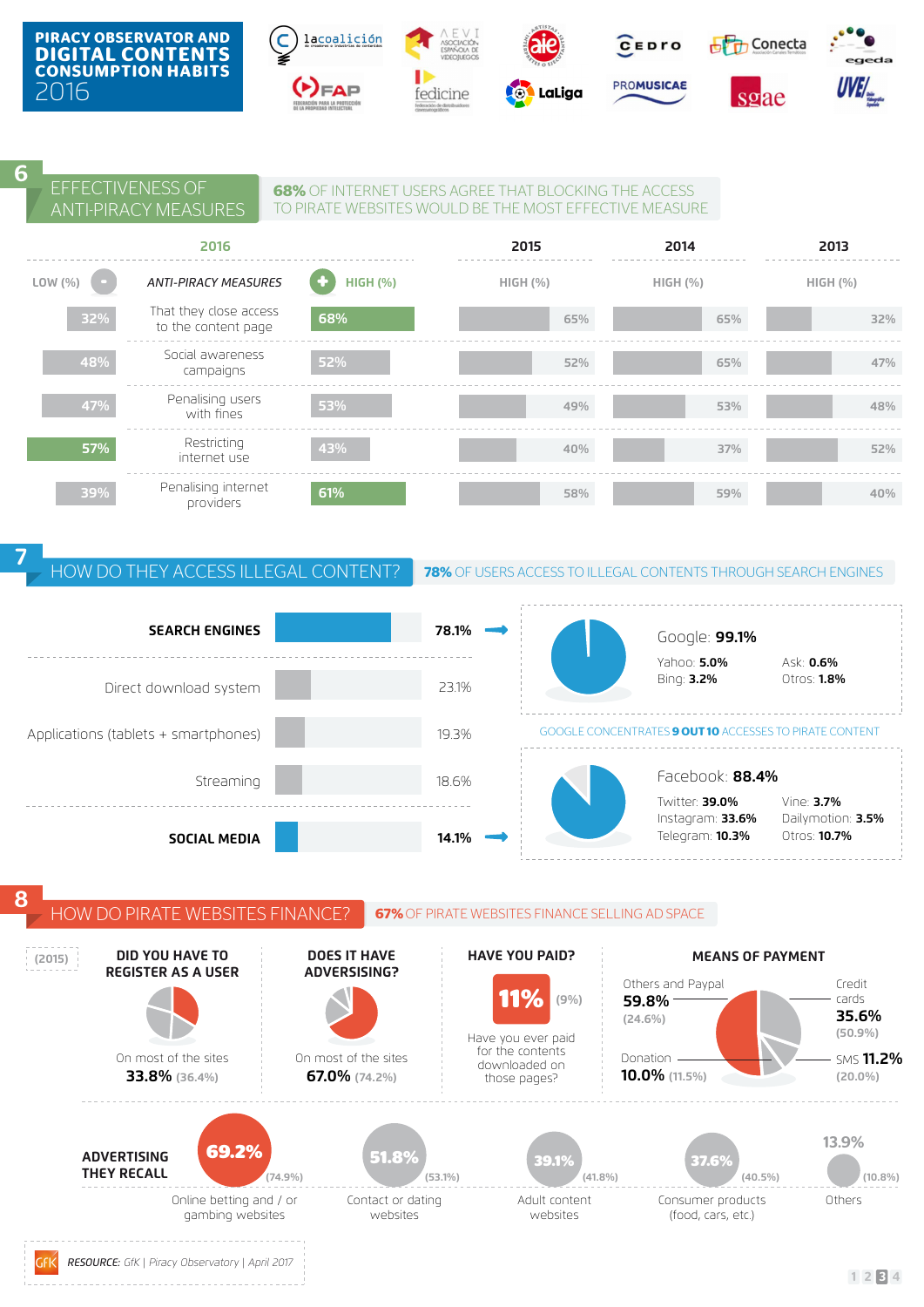# PIRACY OBSERVATOR AND DIGITAL CONTENTS CONSUMPTION HABITS 2016

## 6 EFFECTIVENESS OF ANTI-PIRACY MEASURES

**68%** OF INTERNET USERS AGREE THAT BLOCKING THE ACCESS TO PIRATE WEBSITES WOULD BE THE MOST EFFECTIVE MEASURE

| 2016 LOW (%) | ANTI-PIRACY MEASURES | 2016 HIGH (%) | 2015 HIGH (%) | 2014 HIGH (%) | 2013 HIGH (%) |
|---|---|---|---|---|---|
| 32% | That they close access to the content page | 68% | 65% | 65% | 32% |
| 48% | Social awareness campaigns | 52% | 52% | 65% | 47% |
| 47% | Penalising users with fines | 53% | 49% | 53% | 48% |
| 57% | Restricting internet use | 43% | 40% | 37% | 52% |
| 39% | Penalising internet providers | 61% | 58% | 59% | 40% |

## 7 HOW DO THEY ACCESS ILLEGAL CONTENT?

**78%** OF USERS ACCESS TO ILLEGAL CONTENTS THROUGH SEARCH ENGINES

| Access | % |
|---|---|
| **SEARCH ENGINES** | **78.1%** |
| Direct download system | 23.1% |
| Applications (tablets + smartphones) | 19.3% |
| Streaming | 18.6% |
| **SOCIAL MEDIA** | **14.1%** |

Search engines: Google: **99.1%**; Yahoo: **5.0%**; Ask: **0.6%**; Bing: **3.2%**; Otros: **1.8%**

GOOGLE CONCENTRATES **9 OUT 10** ACCESSES TO PIRATE CONTENT

Social media: Facebook: **88.4%**; Twitter: **39.0%**; Vine: **3.7%**; Instagram: **33.6%**; Dailymotion: **3.5%**; Telegram: **10.3%**; Otros: **10.7%**

## 8 HOW DO PIRATE WEBSITES FINANCE?

**67%** OF PIRATE WEBSITES FINANCE SELLING AD SPACE

(2015)

**DID YOU HAVE TO REGISTER AS A USER**
On most of the sites **33.8%** (36.4%)

**DOES IT HAVE ADVERSISING?**
On most of the sites **67.0%** (74.2%)

**HAVE YOU PAID?**
**11%** (9%)
Have you ever paid for the contents downloaded on those pages?

**MEANS OF PAYMENT**
- Others and Paypal **59.8%** (24.6%)
- Credit cards **35.6%** (50.9%)
- Donation **10.0%** (11.5%)
- SMS **11.2%** (20.0%)

**ADVERTISING THEY RECALL**
- Online betting and / or gambling websites: **69.2%** (74.9%)
- Contact or dating websites: **51.8%** (53.1%)
- Adult content websites: **39.1%** (41.8%)
- Consumer products (food, cars, etc.): **37.6%** (40.5%)
- Others: **13.9%** (10.8%)

*RESOURCE: GfK | Piracy Observatory | April 2017*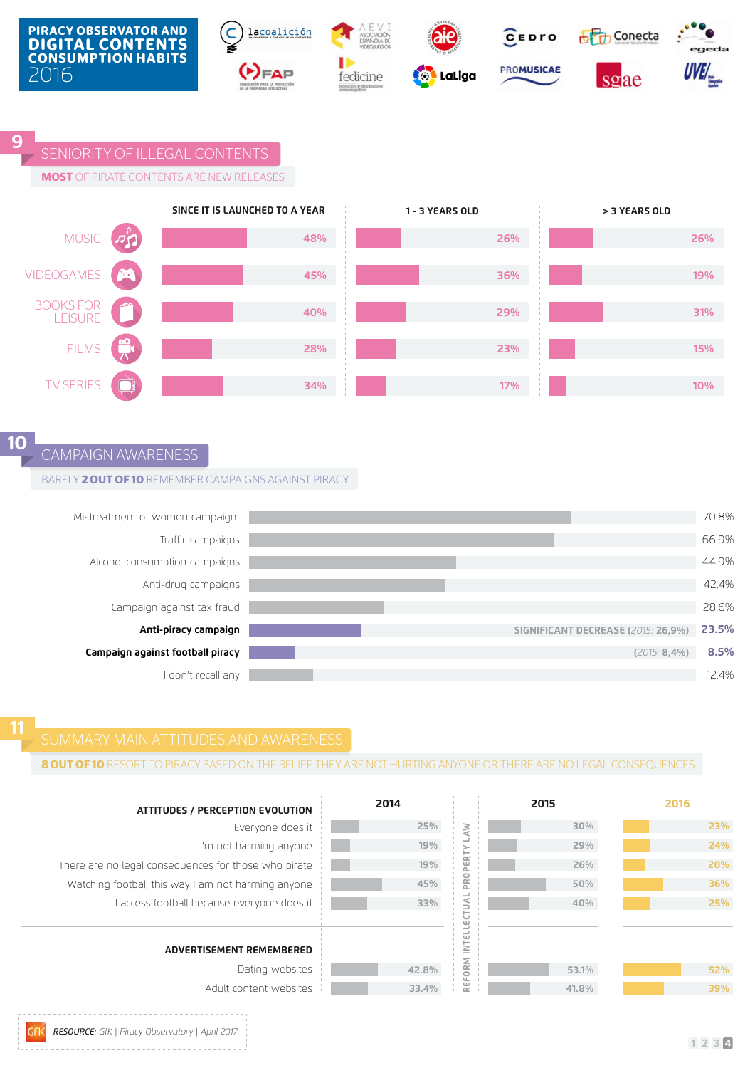# PIRACY OBSERVATOR AND DIGITAL CONTENTS CONSUMPTION HABITS 2016

## 9 SENIORITY OF ILLEGAL CONTENTS

**MOST** OF PIRATE CONTENTS ARE NEW RELEASES

SINCE IT IS LAUNCHED TO A YEAR
1 - 3 YEARS OLD
> 3 YEARS OLD

MUSIC
48%
26%
26%

VIDEOGAMES
45%
36%
19%

BOOKS FOR LEISURE
40%
29%
31%

FILMS
28%
23%
15%

TV SERIES
34%
17%
10%

## 10 CAMPAIGN AWARENESS

BARELY **2 OUT OF 10** REMEMBER CAMPAIGNS AGAINST PIRACY

Mistreatment of women campaign 70.8%
Traffic campaigns 66.9%
Alcohol consumption campaigns 44.9%
Anti-drug campaigns 42.4%
Campaign against tax fraud 28.6%
**Anti-piracy campaign** SIGNIFICANT DECREASE (2015: 26,9%) 23.5%
**Campaign against football piracy** (2015: 8,4%) 8.5%
I don't recall any 12.4%

## 11 SUMMARY MAIN ATTITUDES AND AWARENESS

**8 OUT OF 10** RESORT TO PIRACY BASED ON THE BELIEF THEY ARE NOT HURTING ANYONE OR THERE ARE NO LEGAL CONSEQUENCES

**ATTITUDES / PERCEPTION EVOLUTION**
2014 | REFORM INTELLECTUAL PROPERTY LAW | 2015 | 2016

Everyone does it 25% 30% 23%
I'm not harming anyone 19% 29% 24%
There are no legal consequences for those who pirate 19% 26% 20%
Watching football this way I am not harming anyone 45% 50% 36%
I access football because everyone does it 33% 40% 25%

**ADVERTISEMENT REMEMBERED**

Dating websites 42.8% 53.1% 52%
Adult content websites 33.4% 41.8% 39%

*RESOURCE:* GfK | Piracy Observatory | April 2017